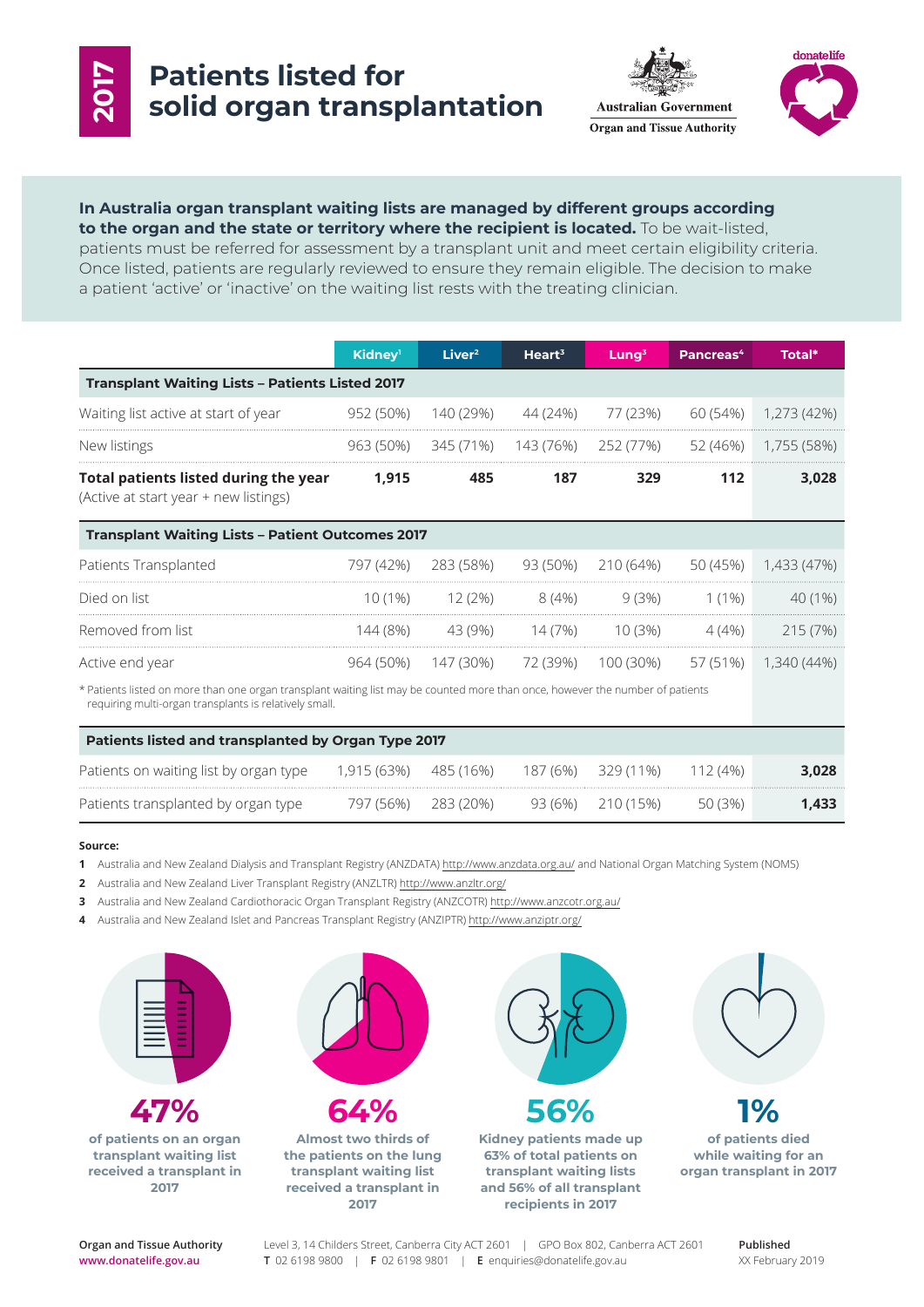# 2017 Patients listed for solid organ transplantation

Australian Government
Organ and Tissue Authority

donatelife

**In Australia organ transplant waiting lists are managed by different groups according to the organ and the state or territory where the recipient is located.** To be wait-listed, patients must be referred for assessment by a transplant unit and meet certain eligibility criteria. Once listed, patients are regularly reviewed to ensure they remain eligible. The decision to make a patient 'active' or 'inactive' on the waiting list rests with the treating clinician.

| | Kidney[1] | Liver[2] | Heart[3] | Lung[3] | Pancreas[4] | Total* |
|---|---|---|---|---|---|---|
| **Transplant Waiting Lists – Patients Listed 2017** | | | | | | |
| Waiting list active at start of year | 952 (50%) | 140 (29%) | 44 (24%) | 77 (23%) | 60 (54%) | 1,273 (42%) |
| New listings | 963 (50%) | 345 (71%) | 143 (76%) | 252 (77%) | 52 (46%) | 1,755 (58%) |
| **Total patients listed during the year** (Active at start year + new listings) | **1,915** | **485** | **187** | **329** | **112** | **3,028** |
| **Transplant Waiting Lists – Patient Outcomes 2017** | | | | | | |
| Patients Transplanted | 797 (42%) | 283 (58%) | 93 (50%) | 210 (64%) | 50 (45%) | 1,433 (47%) |
| Died on list | 10 (1%) | 12 (2%) | 8 (4%) | 9 (3%) | 1 (1%) | 40 (1%) |
| Removed from list | 144 (8%) | 43 (9%) | 14 (7%) | 10 (3%) | 4 (4%) | 215 (7%) |
| Active end year | 964 (50%) | 147 (30%) | 72 (39%) | 100 (30%) | 57 (51%) | 1,340 (44%) |
| **Patients listed and transplanted by Organ Type 2017** | | | | | | |
| Patients on waiting list by organ type | 1,915 (63%) | 485 (16%) | 187 (6%) | 329 (11%) | 112 (4%) | **3,028** |
| Patients transplanted by organ type | 797 (56%) | 283 (20%) | 93 (6%) | 210 (15%) | 50 (3%) | **1,433** |

* Patients listed on more than one organ transplant waiting list may be counted more than once, however the number of patients requiring multi-organ transplants is relatively small.

**Source:**

1. Australia and New Zealand Dialysis and Transplant Registry (ANZDATA) http://www.anzdata.org.au/ and National Organ Matching System (NOMS)
2. Australia and New Zealand Liver Transplant Registry (ANZLTR) http://www.anzltr.org/
3. Australia and New Zealand Cardiothoracic Organ Transplant Registry (ANZCOTR) http://www.anzcotr.org.au/
4. Australia and New Zealand Islet and Pancreas Transplant Registry (ANZIPTR) http://www.anziptr.org/

**47%**
of patients on an organ transplant waiting list received a transplant in 2017

**64%**
Almost two thirds of the patients on the lung transplant waiting list received a transplant in 2017

**56%**
Kidney patients made up 63% of total patients on transplant waiting lists and 56% of all transplant recipients in 2017

**1%**
of patients died while waiting for an organ transplant in 2017

**Organ and Tissue Authority**
www.donatelife.gov.au

Level 3, 14 Childers Street, Canberra City ACT 2601 | GPO Box 802, Canberra ACT 2601
**T** 02 6198 9800 | **F** 02 6198 9801 | **E** enquiries@donatelife.gov.au

**Published**
XX February 2019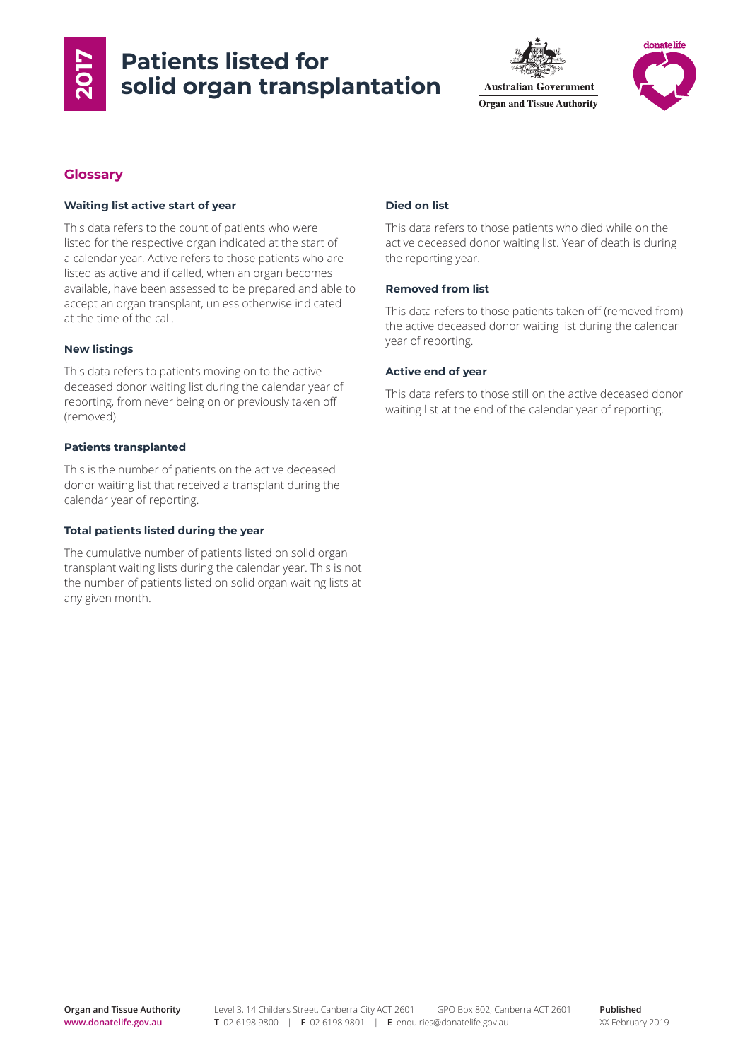# Patients listed for solid organ transplantation

2017

Australian Government
Organ and Tissue Authority

donatelife

## Glossary

### Waiting list active start of year

This data refers to the count of patients who were listed for the respective organ indicated at the start of a calendar year. Active refers to those patients who are listed as active and if called, when an organ becomes available, have been assessed to be prepared and able to accept an organ transplant, unless otherwise indicated at the time of the call.

### New listings

This data refers to patients moving on to the active deceased donor waiting list during the calendar year of reporting, from never being on or previously taken off (removed).

### Patients transplanted

This is the number of patients on the active deceased donor waiting list that received a transplant during the calendar year of reporting.

### Total patients listed during the year

The cumulative number of patients listed on solid organ transplant waiting lists during the calendar year. This is not the number of patients listed on solid organ waiting lists at any given month.

### Died on list

This data refers to those patients who died while on the active deceased donor waiting list. Year of death is during the reporting year.

### Removed from list

This data refers to those patients taken off (removed from) the active deceased donor waiting list during the calendar year of reporting.

### Active end of year

This data refers to those still on the active deceased donor waiting list at the end of the calendar year of reporting.

**Organ and Tissue Authority**
**www.donatelife.gov.au**

Level 3, 14 Childers Street, Canberra City ACT 2601 | GPO Box 802, Canberra ACT 2601
**T** 02 6198 9800 | **F** 02 6198 9801 | **E** enquiries@donatelife.gov.au

**Published**
XX February 2019